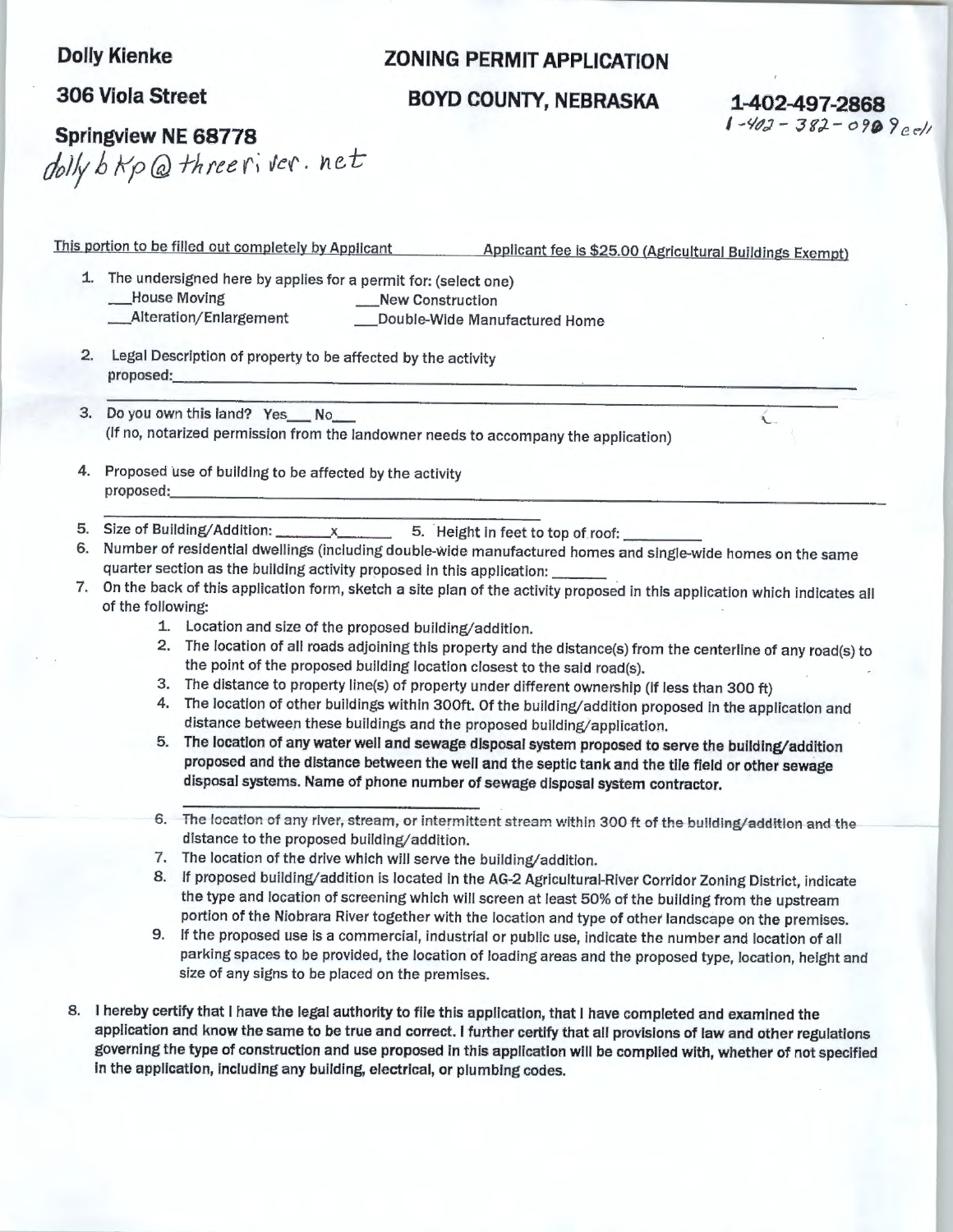**Dolly Kienke**

**306 Viola Street**

**Springview NE 68778**

dollybkp@threeriver.net

## ZONING PERMIT APPLICATION

## BOYD COUNTY, NEBRASKA

**1-402-497-2868**

1-402-382-0909 cell

This portion to be filled out completely by Applicant — Applicant fee is $25.00 (Agricultural Buildings Exempt)

1. The undersigned here by applies for a permit for: (select one)
   - ___House Moving
   - ___New Construction
   - ___Alteration/Enlargement
   - ___Double-Wide Manufactured Home

2. Legal Description of property to be affected by the activity proposed:______________________________

3. Do you own this land? Yes___ No___
   (If no, notarized permission from the landowner needs to accompany the application)

4. Proposed use of building to be affected by the activity proposed:______________________________

5. Size of Building/Addition: _______x_______ 5. Height in feet to top of roof: __________

6. Number of residential dwellings (including double-wide manufactured homes and single-wide homes on the same quarter section as the building activity proposed in this application: _______

7. On the back of this application form, sketch a site plan of the activity proposed in this application which indicates all of the following:
   1. Location and size of the proposed building/addition.
   2. The location of all roads adjoining this property and the distance(s) from the centerline of any road(s) to the point of the proposed building location closest to the said road(s).
   3. The distance to property line(s) of property under different ownership (if less than 300 ft)
   4. The location of other buildings within 300ft. Of the building/addition proposed in the application and distance between these buildings and the proposed building/application.
   5. **The location of any water well and sewage disposal system proposed to serve the building/addition proposed and the distance between the well and the septic tank and the tile field or other sewage disposal systems. Name of phone number of sewage disposal system contractor.**
      ______________________________
   6. The location of any river, stream, or intermittent stream within 300 ft of the building/addition and the distance to the proposed building/addition.
   7. The location of the drive which will serve the building/addition.
   8. If proposed building/addition is located in the AG-2 Agricultural-River Corridor Zoning District, indicate the type and location of screening which will screen at least 50% of the building from the upstream portion of the Niobrara River together with the location and type of other landscape on the premises.
   9. If the proposed use is a commercial, industrial or public use, indicate the number and location of all parking spaces to be provided, the location of loading areas and the proposed type, location, height and size of any signs to be placed on the premises.

8. **I hereby certify that I have the legal authority to file this application, that I have completed and examined the application and know the same to be true and correct. I further certify that all provisions of law and other regulations governing the type of construction and use proposed in this application will be complied with, whether of not specified in the application, including any building, electrical, or plumbing codes.**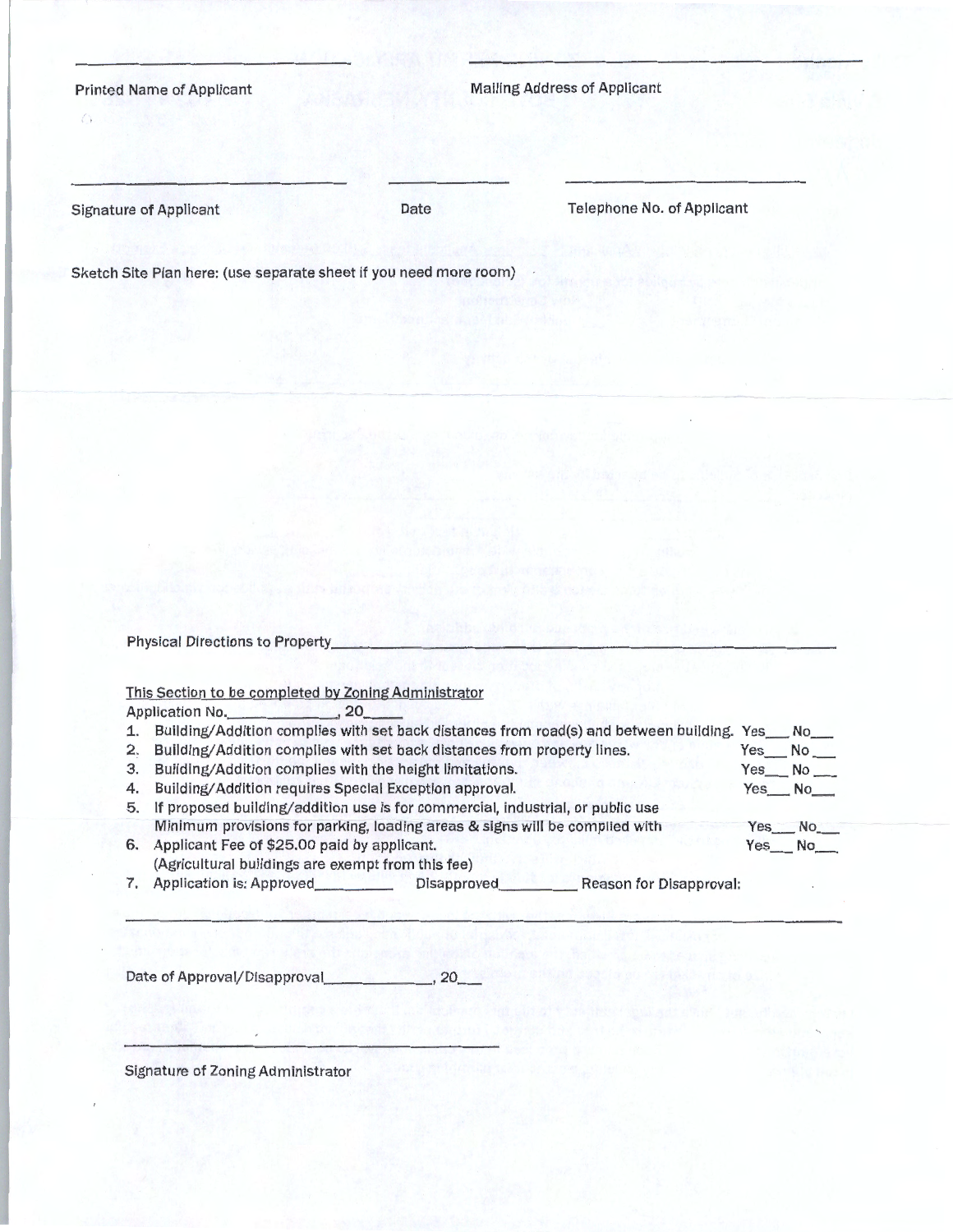\_\_\_\_\_\_\_\_\_\_\_\_\_\_\_\_\_\_\_\_\_\_\_\_\_\_\_\_\_\_ \_\_\_\_\_\_\_\_\_\_\_\_\_\_\_\_\_\_\_\_\_\_\_\_\_\_\_\_\_\_

Printed Name of Applicant Mailing Address of Applicant

\_\_\_\_\_\_\_\_\_\_\_\_\_\_\_\_\_\_\_\_\_\_\_\_\_\_ \_\_\_\_\_\_\_\_\_\_\_\_ \_\_\_\_\_\_\_\_\_\_\_\_\_\_\_\_\_\_\_\_\_\_\_\_

Signature of Applicant Date Telephone No. of Applicant

Sketch Site Plan here: (use separate sheet if you need more room)

Physical Directions to Property\_\_\_\_\_\_\_\_\_\_\_\_\_\_\_\_\_\_\_\_\_\_\_\_\_\_\_\_\_\_\_\_\_\_\_\_\_\_\_\_\_\_\_\_\_\_\_\_\_\_

<u>This Section to be completed by Zoning Administrator</u>

Application No.\_\_\_\_\_\_\_\_\_\_\_\_\_, 20\_\_\_\_

1. Building/Addition complies with set back distances from road(s) and between building. Yes\_\_\_ No\_\_\_
2. Building/Addition complies with set back distances from property lines. Yes\_\_\_ No\_\_\_
3. Building/Addition complies with the height limitations. Yes\_\_\_ No\_\_\_
4. Building/Addition requires Special Exception approval. Yes\_\_\_ No\_\_\_
5. If proposed building/addition use is for commercial, industrial, or public use Minimum provisions for parking, loading areas & signs will be complied with Yes\_\_\_ No\_\_\_
6. Applicant Fee of $25.00 paid by applicant. Yes\_\_\_ No\_\_\_
   (Agricultural buildings are exempt from this fee)
7. Application is: Approved\_\_\_\_\_\_\_\_\_ Disapproved\_\_\_\_\_\_\_\_\_ Reason for Disapproval:

\_\_\_\_\_\_\_\_\_\_\_\_\_\_\_\_\_\_\_\_\_\_\_\_\_\_\_\_\_\_\_\_\_\_\_\_\_\_\_\_\_\_\_\_\_\_\_\_\_\_\_\_\_\_\_\_\_\_\_\_\_\_\_\_\_\_\_\_\_\_\_\_\_\_

Date of Approval/Disapproval\_\_\_\_\_\_\_\_\_\_\_\_\_, 20\_\_

\_\_\_\_\_\_\_\_\_\_\_\_\_\_\_\_\_\_\_\_\_\_\_\_\_\_\_\_\_\_\_\_\_\_\_\_

Signature of Zoning Administrator